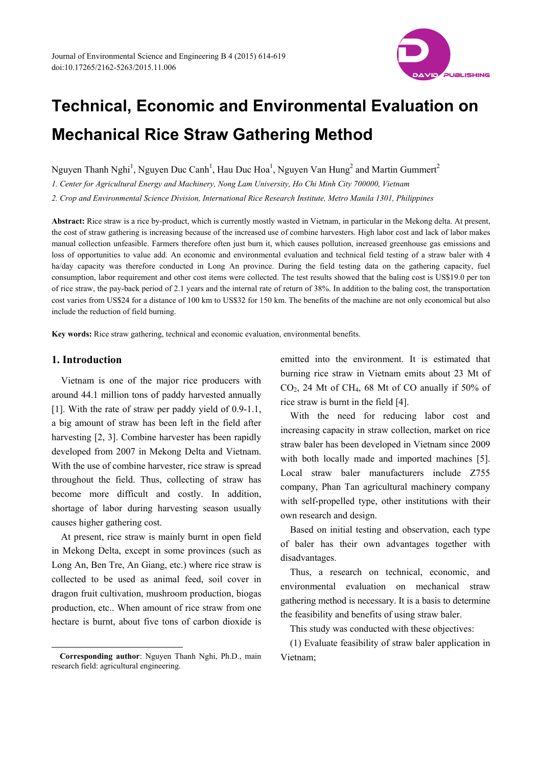# Technical, Economic and Environmental Evaluation on Mechanical Rice Straw Gathering Method

Nguyen Thanh Nghi[1], Nguyen Duc Canh[1], Hau Duc Hoa[1], Nguyen Van Hung[2] and Martin Gummert[2]

*1. Center for Agricultural Energy and Machinery, Nong Lam University, Ho Chi Minh City 700000, Vietnam*

*2. Crop and Environmental Science Division, International Rice Research Institute, Metro Manila 1301, Philippines*

**Abstract:** Rice straw is a rice by-product, which is currently mostly wasted in Vietnam, in particular in the Mekong delta. At present, the cost of straw gathering is increasing because of the increased use of combine harvesters. High labor cost and lack of labor makes manual collection unfeasible. Farmers therefore often just burn it, which causes pollution, increased greenhouse gas emissions and loss of opportunities to value add. An economic and environmental evaluation and technical field testing of a straw baler with 4 ha/day capacity was therefore conducted in Long An province. During the field testing data on the gathering capacity, fuel consumption, labor requirement and other cost items were collected. The test results showed that the baling cost is US$19.0 per ton of rice straw, the pay-back period of 2.1 years and the internal rate of return of 38%. In addition to the baling cost, the transportation cost varies from US$24 for a distance of 100 km to US$32 for 150 km. The benefits of the machine are not only economical but also include the reduction of field burning.

**Key words:** Rice straw gathering, technical and economic evaluation, environmental benefits.

## 1. Introduction

Vietnam is one of the major rice producers with around 44.1 million tons of paddy harvested annually [1]. With the rate of straw per paddy yield of 0.9-1.1, a big amount of straw has been left in the field after harvesting [2, 3]. Combine harvester has been rapidly developed from 2007 in Mekong Delta and Vietnam. With the use of combine harvester, rice straw is spread throughout the field. Thus, collecting of straw has become more difficult and costly. In addition, shortage of labor during harvesting season usually causes higher gathering cost.

At present, rice straw is mainly burnt in open field in Mekong Delta, except in some provinces (such as Long An, Ben Tre, An Giang, etc.) where rice straw is collected to be used as animal feed, soil cover in dragon fruit cultivation, mushroom production, biogas production, etc.. When amount of rice straw from one hectare is burnt, about five tons of carbon dioxide is emitted into the environment. It is estimated that burning rice straw in Vietnam emits about 23 Mt of $CO_2$, 24 Mt of $CH_4$, 68 Mt of CO anually if 50% of rice straw is burnt in the field [4].

With the need for reducing labor cost and increasing capacity in straw collection, market on rice straw baler has been developed in Vietnam since 2009 with both locally made and imported machines [5]. Local straw baler manufacturers include Z755 company, Phan Tan agricultural machinery company with self-propelled type, other institutions with their own research and design.

Based on initial testing and observation, each type of baler has their own advantages together with disadvantages.

Thus, a research on technical, economic, and environmental evaluation on mechanical straw gathering method is necessary. It is a basis to determine the feasibility and benefits of using straw baler.

This study was conducted with these objectives:

(1) Evaluate feasibility of straw baler application in Vietnam;

**Corresponding author**: Nguyen Thanh Nghi, Ph.D., main research field: agricultural engineering.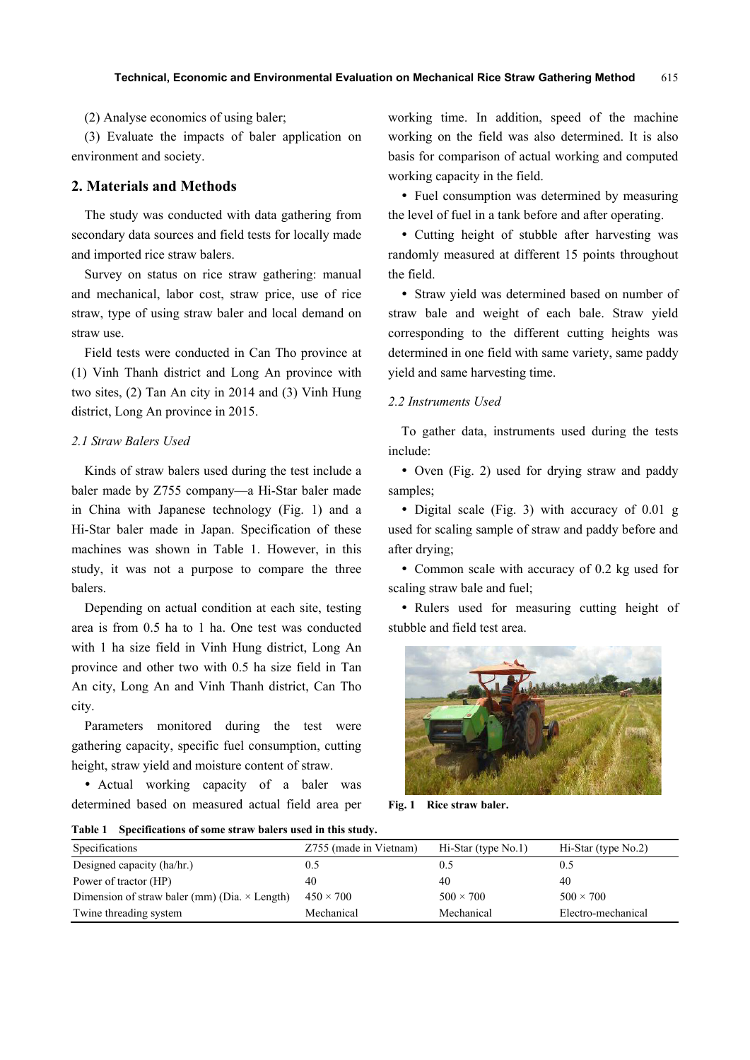(2) Analyse economics of using baler;

(3) Evaluate the impacts of baler application on environment and society.

## 2. Materials and Methods

The study was conducted with data gathering from secondary data sources and field tests for locally made and imported rice straw balers.

Survey on status on rice straw gathering: manual and mechanical, labor cost, straw price, use of rice straw, type of using straw baler and local demand on straw use.

Field tests were conducted in Can Tho province at (1) Vinh Thanh district and Long An province with two sites, (2) Tan An city in 2014 and (3) Vinh Hung district, Long An province in 2015.

### *2.1 Straw Balers Used*

Kinds of straw balers used during the test include a baler made by Z755 company—a Hi-Star baler made in China with Japanese technology (Fig. 1) and a Hi-Star baler made in Japan. Specification of these machines was shown in Table 1. However, in this study, it was not a purpose to compare the three balers.

Depending on actual condition at each site, testing area is from 0.5 ha to 1 ha. One test was conducted with 1 ha size field in Vinh Hung district, Long An province and other two with 0.5 ha size field in Tan An city, Long An and Vinh Thanh district, Can Tho city.

Parameters monitored during the test were gathering capacity, specific fuel consumption, cutting height, straw yield and moisture content of straw.

- Actual working capacity of a baler was determined based on measured actual field area per working time. In addition, speed of the machine working on the field was also determined. It is also basis for comparison of actual working and computed working capacity in the field.
- Fuel consumption was determined by measuring the level of fuel in a tank before and after operating.
- Cutting height of stubble after harvesting was randomly measured at different 15 points throughout the field.
- Straw yield was determined based on number of straw bale and weight of each bale. Straw yield corresponding to the different cutting heights was determined in one field with same variety, same paddy yield and same harvesting time.

### *2.2 Instruments Used*

To gather data, instruments used during the tests include:

- Oven (Fig. 2) used for drying straw and paddy samples;
- Digital scale (Fig. 3) with accuracy of 0.01 g used for scaling sample of straw and paddy before and after drying;
- Common scale with accuracy of 0.2 kg used for scaling straw bale and fuel;
- Rulers used for measuring cutting height of stubble and field test area.

**Fig. 1 Rice straw baler.**

**Table 1 Specifications of some straw balers used in this study.**

| Specifications | Z755 (made in Vietnam) | Hi-Star (type No.1) | Hi-Star (type No.2) |
|---|---|---|---|
| Designed capacity (ha/hr.) | 0.5 | 0.5 | 0.5 |
| Power of tractor (HP) | 40 | 40 | 40 |
| Dimension of straw baler (mm) (Dia. × Length) | 450 × 700 | 500 × 700 | 500 × 700 |
| Twine threading system | Mechanical | Mechanical | Electro-mechanical |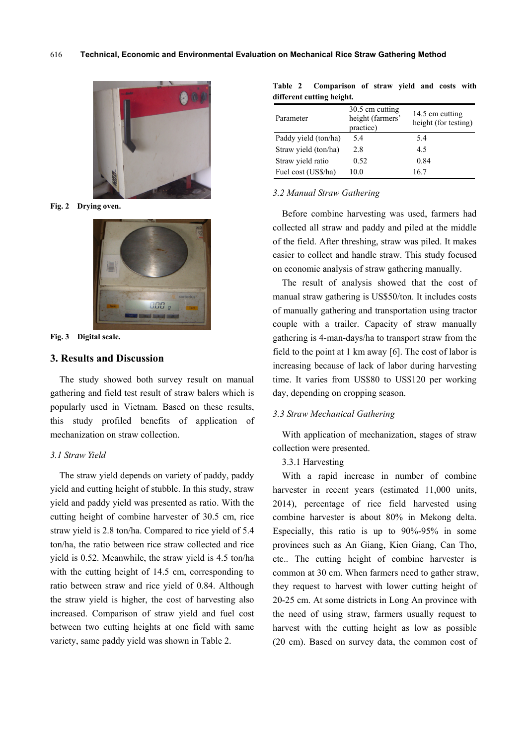Fig. 2 Drying oven.

Fig. 3 Digital scale.

## 3. Results and Discussion

The study showed both survey result on manual gathering and field test result of straw balers which is popularly used in Vietnam. Based on these results, this study profiled benefits of application of mechanization on straw collection.

### *3.1 Straw Yield*

The straw yield depends on variety of paddy, paddy yield and cutting height of stubble. In this study, straw yield and paddy yield was presented as ratio. With the cutting height of combine harvester of 30.5 cm, rice straw yield is 2.8 ton/ha. Compared to rice yield of 5.4 ton/ha, the ratio between rice straw collected and rice yield is 0.52. Meanwhile, the straw yield is 4.5 ton/ha with the cutting height of 14.5 cm, corresponding to ratio between straw and rice yield of 0.84. Although the straw yield is higher, the cost of harvesting also increased. Comparison of straw yield and fuel cost between two cutting heights at one field with same variety, same paddy yield was shown in Table 2.

**Table 2 Comparison of straw yield and costs with different cutting height.**

| Parameter | 30.5 cm cutting height (farmers' practice) | 14.5 cm cutting height (for testing) |
|---|---|---|
| Paddy yield (ton/ha) | 5.4 | 5.4 |
| Straw yield (ton/ha) | 2.8 | 4.5 |
| Straw yield ratio | 0.52 | 0.84 |
| Fuel cost (US$/ha) | 10.0 | 16.7 |

### *3.2 Manual Straw Gathering*

Before combine harvesting was used, farmers had collected all straw and paddy and piled at the middle of the field. After threshing, straw was piled. It makes easier to collect and handle straw. This study focused on economic analysis of straw gathering manually.

The result of analysis showed that the cost of manual straw gathering is US$50/ton. It includes costs of manually gathering and transportation using tractor couple with a trailer. Capacity of straw manually gathering is 4-man-days/ha to transport straw from the field to the point at 1 km away [6]. The cost of labor is increasing because of lack of labor during harvesting time. It varies from US$80 to US$120 per working day, depending on cropping season.

### *3.3 Straw Mechanical Gathering*

With application of mechanization, stages of straw collection were presented.

3.3.1 Harvesting

With a rapid increase in number of combine harvester in recent years (estimated 11,000 units, 2014), percentage of rice field harvested using combine harvester is about 80% in Mekong delta. Especially, this ratio is up to 90%-95% in some provinces such as An Giang, Kien Giang, Can Tho, etc.. The cutting height of combine harvester is common at 30 cm. When farmers need to gather straw, they request to harvest with lower cutting height of 20-25 cm. At some districts in Long An province with the need of using straw, farmers usually request to harvest with the cutting height as low as possible (20 cm). Based on survey data, the common cost of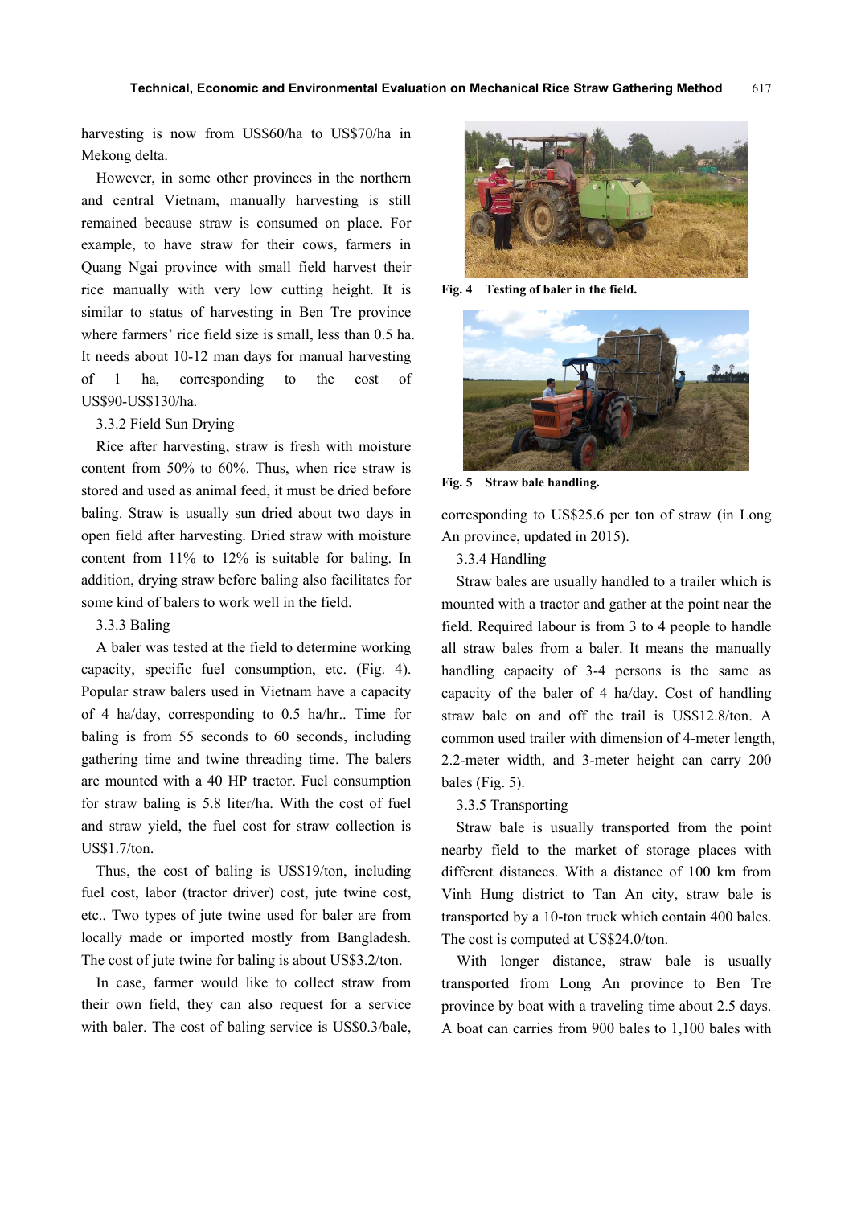harvesting is now from US$60/ha to US$70/ha in Mekong delta.

However, in some other provinces in the northern and central Vietnam, manually harvesting is still remained because straw is consumed on place. For example, to have straw for their cows, farmers in Quang Ngai province with small field harvest their rice manually with very low cutting height. It is similar to status of harvesting in Ben Tre province where farmers' rice field size is small, less than 0.5 ha. It needs about 10-12 man days for manual harvesting of 1 ha, corresponding to the cost of US$90-US$130/ha.

3.3.2 Field Sun Drying

Rice after harvesting, straw is fresh with moisture content from 50% to 60%. Thus, when rice straw is stored and used as animal feed, it must be dried before baling. Straw is usually sun dried about two days in open field after harvesting. Dried straw with moisture content from 11% to 12% is suitable for baling. In addition, drying straw before baling also facilitates for some kind of balers to work well in the field.

3.3.3 Baling

A baler was tested at the field to determine working capacity, specific fuel consumption, etc. (Fig. 4). Popular straw balers used in Vietnam have a capacity of 4 ha/day, corresponding to 0.5 ha/hr.. Time for baling is from 55 seconds to 60 seconds, including gathering time and twine threading time. The balers are mounted with a 40 HP tractor. Fuel consumption for straw baling is 5.8 liter/ha. With the cost of fuel and straw yield, the fuel cost for straw collection is US$1.7/ton.

Thus, the cost of baling is US$19/ton, including fuel cost, labor (tractor driver) cost, jute twine cost, etc.. Two types of jute twine used for baler are from locally made or imported mostly from Bangladesh. The cost of jute twine for baling is about US$3.2/ton.

In case, farmer would like to collect straw from their own field, they can also request for a service with baler. The cost of baling service is US$0.3/bale,

**Fig. 4 Testing of baler in the field.**

**Fig. 5 Straw bale handling.**

corresponding to US$25.6 per ton of straw (in Long An province, updated in 2015).

3.3.4 Handling

Straw bales are usually handled to a trailer which is mounted with a tractor and gather at the point near the field. Required labour is from 3 to 4 people to handle all straw bales from a baler. It means the manually handling capacity of 3-4 persons is the same as capacity of the baler of 4 ha/day. Cost of handling straw bale on and off the trail is US$12.8/ton. A common used trailer with dimension of 4-meter length, 2.2-meter width, and 3-meter height can carry 200 bales (Fig. 5).

3.3.5 Transporting

Straw bale is usually transported from the point nearby field to the market of storage places with different distances. With a distance of 100 km from Vinh Hung district to Tan An city, straw bale is transported by a 10-ton truck which contain 400 bales. The cost is computed at US$24.0/ton.

With longer distance, straw bale is usually transported from Long An province to Ben Tre province by boat with a traveling time about 2.5 days. A boat can carries from 900 bales to 1,100 bales with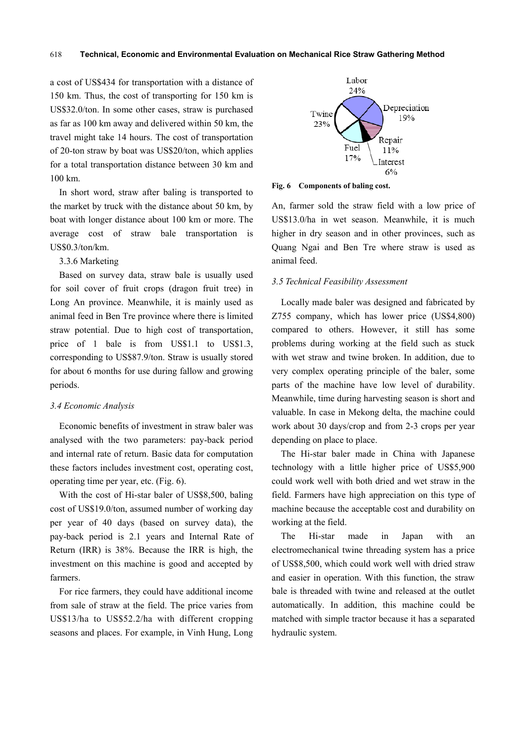a cost of US$434 for transportation with a distance of 150 km. Thus, the cost of transporting for 150 km is US$32.0/ton. In some other cases, straw is purchased as far as 100 km away and delivered within 50 km, the travel might take 14 hours. The cost of transportation of 20-ton straw by boat was US$20/ton, which applies for a total transportation distance between 30 km and 100 km.

In short word, straw after baling is transported to the market by truck with the distance about 50 km, by boat with longer distance about 100 km or more. The average cost of straw bale transportation is US$0.3/ton/km.

3.3.6 Marketing

Based on survey data, straw bale is usually used for soil cover of fruit crops (dragon fruit tree) in Long An province. Meanwhile, it is mainly used as animal feed in Ben Tre province where there is limited straw potential. Due to high cost of transportation, price of 1 bale is from US$1.1 to US$1.3, corresponding to US$87.9/ton. Straw is usually stored for about 6 months for use during fallow and growing periods.

### *3.4 Economic Analysis*

Economic benefits of investment in straw baler was analysed with the two parameters: pay-back period and internal rate of return. Basic data for computation these factors includes investment cost, operating cost, operating time per year, etc. (Fig. 6).

With the cost of Hi-star baler of US$8,500, baling cost of US$19.0/ton, assumed number of working day per year of 40 days (based on survey data), the pay-back period is 2.1 years and Internal Rate of Return (IRR) is 38%. Because the IRR is high, the investment on this machine is good and accepted by farmers.

For rice farmers, they could have additional income from sale of straw at the field. The price varies from US$13/ha to US$52.2/ha with different cropping seasons and places. For example, in Vinh Hung, Long An, farmer sold the straw field with a low price of US$13.0/ha in wet season. Meanwhile, it is much higher in dry season and in other provinces, such as Quang Ngai and Ben Tre where straw is used as animal feed.

Labor 24%, Depreciation 19%, Repair 11%, Interest 6%, Fuel 17%, Twine 23%

**Fig. 6 Components of baling cost.**

### *3.5 Technical Feasibility Assessment*

Locally made baler was designed and fabricated by Z755 company, which has lower price (US$4,800) compared to others. However, it still has some problems during working at the field such as stuck with wet straw and twine broken. In addition, due to very complex operating principle of the baler, some parts of the machine have low level of durability. Meanwhile, time during harvesting season is short and valuable. In case in Mekong delta, the machine could work about 30 days/crop and from 2-3 crops per year depending on place to place.

The Hi-star baler made in China with Japanese technology with a little higher price of US$5,900 could work well with both dried and wet straw in the field. Farmers have high appreciation on this type of machine because the acceptable cost and durability on working at the field.

The Hi-star made in Japan with an electromechanical twine threading system has a price of US$8,500, which could work well with dried straw and easier in operation. With this function, the straw bale is threaded with twine and released at the outlet automatically. In addition, this machine could be matched with simple tractor because it has a separated hydraulic system.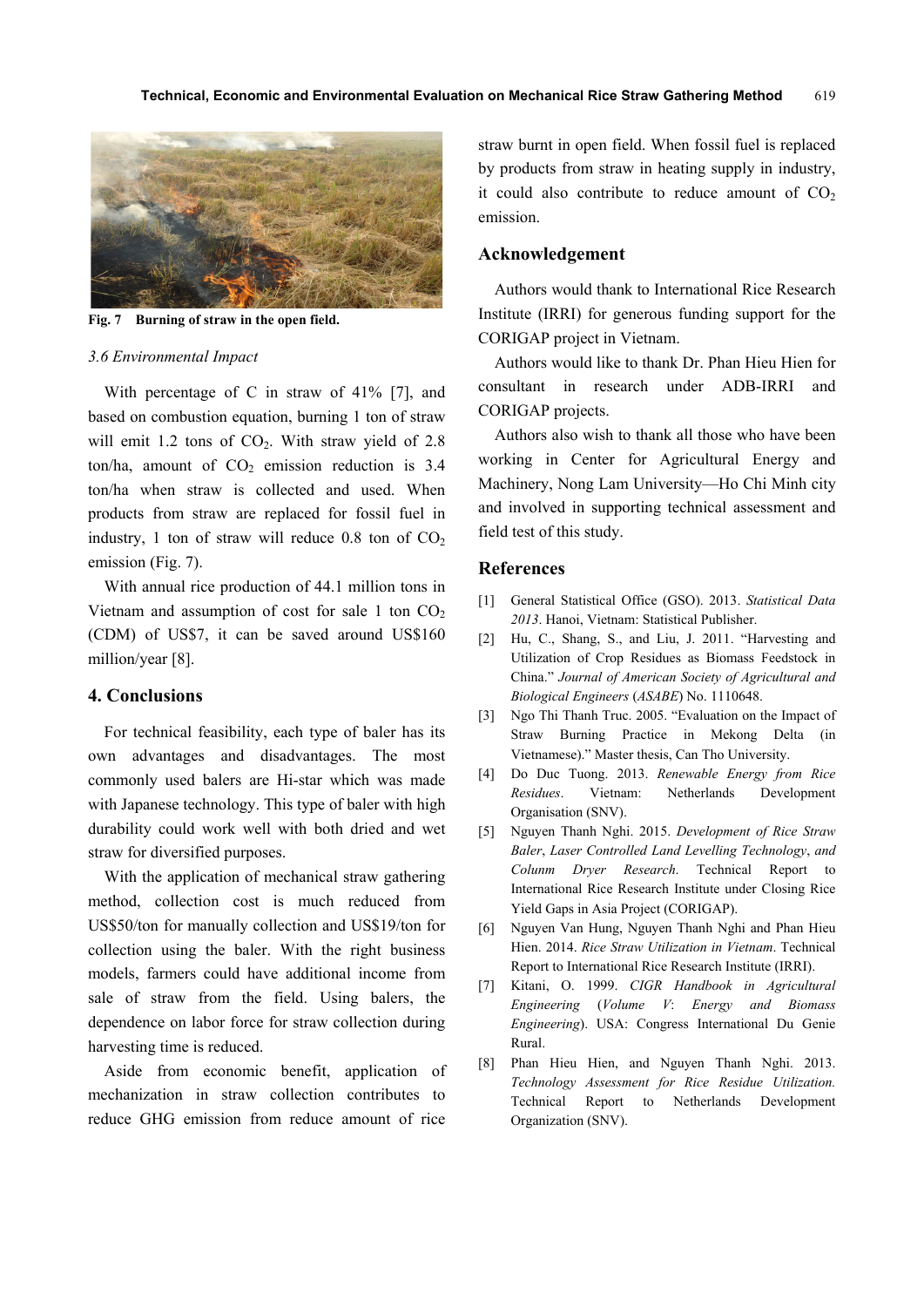Fig. 7 Burning of straw in the open field.

### 3.6 Environmental Impact

With percentage of C in straw of 41% [7], and based on combustion equation, burning 1 ton of straw will emit 1.2 tons of $CO_2$. With straw yield of 2.8 ton/ha, amount of $CO_2$ emission reduction is 3.4 ton/ha when straw is collected and used. When products from straw are replaced for fossil fuel in industry, 1 ton of straw will reduce 0.8 ton of $CO_2$ emission (Fig. 7).

With annual rice production of 44.1 million tons in Vietnam and assumption of cost for sale 1 ton $CO_2$ (CDM) of US$7, it can be saved around US$160 million/year [8].

## 4. Conclusions

For technical feasibility, each type of baler has its own advantages and disadvantages. The most commonly used balers are Hi-star which was made with Japanese technology. This type of baler with high durability could work well with both dried and wet straw for diversified purposes.

With the application of mechanical straw gathering method, collection cost is much reduced from US$50/ton for manually collection and US$19/ton for collection using the baler. With the right business models, farmers could have additional income from sale of straw from the field. Using balers, the dependence on labor force for straw collection during harvesting time is reduced.

Aside from economic benefit, application of mechanization in straw collection contributes to reduce GHG emission from reduce amount of rice straw burnt in open field. When fossil fuel is replaced by products from straw in heating supply in industry, it could also contribute to reduce amount of $CO_2$ emission.

## Acknowledgement

Authors would thank to International Rice Research Institute (IRRI) for generous funding support for the CORIGAP project in Vietnam.

Authors would like to thank Dr. Phan Hieu Hien for consultant in research under ADB-IRRI and CORIGAP projects.

Authors also wish to thank all those who have been working in Center for Agricultural Energy and Machinery, Nong Lam University—Ho Chi Minh city and involved in supporting technical assessment and field test of this study.

## References

[1] General Statistical Office (GSO). 2013. *Statistical Data 2013*. Hanoi, Vietnam: Statistical Publisher.

[2] Hu, C., Shang, S., and Liu, J. 2011. "Harvesting and Utilization of Crop Residues as Biomass Feedstock in China." *Journal of American Society of Agricultural and Biological Engineers* (*ASABE*) No. 1110648.

[3] Ngo Thi Thanh Truc. 2005. "Evaluation on the Impact of Straw Burning Practice in Mekong Delta (in Vietnamese)." Master thesis, Can Tho University.

[4] Do Duc Tuong. 2013. *Renewable Energy from Rice Residues*. Vietnam: Netherlands Development Organisation (SNV).

[5] Nguyen Thanh Nghi. 2015. *Development of Rice Straw Baler*, *Laser Controlled Land Levelling Technology*, *and Column Dryer Research*. Technical Report to International Rice Research Institute under Closing Rice Yield Gaps in Asia Project (CORIGAP).

[6] Nguyen Van Hung, Nguyen Thanh Nghi and Phan Hieu Hien. 2014. *Rice Straw Utilization in Vietnam*. Technical Report to International Rice Research Institute (IRRI).

[7] Kitani, O. 1999. *CIGR Handbook in Agricultural Engineering* (*Volume V*: *Energy and Biomass Engineering*). USA: Congress International Du Genie Rural.

[8] Phan Hieu Hien, and Nguyen Thanh Nghi. 2013. *Technology Assessment for Rice Residue Utilization.* Technical Report to Netherlands Development Organization (SNV).